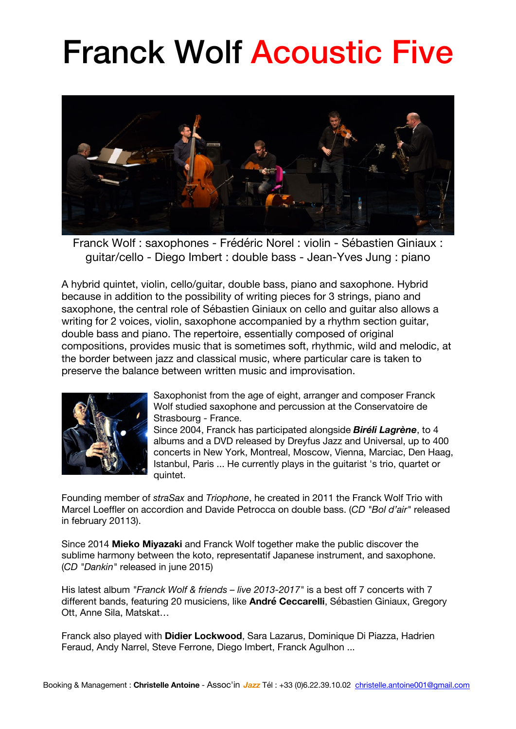# Franck Wolf Acoustic Five

Franck Wolf : saxophones - Frédéric Norel : violin - Sébastien Giniaux : guitar/cello - Diego Imbert : double bass - Jean-Yves Jung : piano

A hybrid quintet, violin, cello/guitar, double bass, piano and saxophone. Hybrid because in addition to the possibility of writing pieces for 3 strings, piano and saxophone, the central role of Sébastien Giniaux on cello and guitar also allows a writing for 2 voices, violin, saxophone accompanied by a rhythm section guitar, double bass and piano. The repertoire, essentially composed of original compositions, provides music that is sometimes soft, rhythmic, wild and melodic, at the border between jazz and classical music, where particular care is taken to preserve the balance between written music and improvisation.

Saxophonist from the age of eight, arranger and composer Franck Wolf studied saxophone and percussion at the Conservatoire de Strasbourg - France.
Since 2004, Franck has participated alongside ***Biréli Lagrène***, to 4 albums and a DVD released by Dreyfus Jazz and Universal, up to 400 concerts in New York, Montreal, Moscow, Vienna, Marciac, Den Haag, Istanbul, Paris ... He currently plays in the guitarist 's trio, quartet or quintet.

Founding member of *straSax* and *Triophone*, he created in 2011 the Franck Wolf Trio with Marcel Loeffler on accordion and Davide Petrocca on double bass. (*CD "Bol d'air"* released in february 20113).

Since 2014 **Mieko Miyazaki** and Franck Wolf together make the public discover the sublime harmony between the koto, representatif Japanese instrument, and saxophone. (*CD "Dankin"* released in june 2015)

His latest album "*Franck Wolf & friends – live 2013-2017*" is a best off 7 concerts with 7 different bands, featuring 20 musiciens, like **André Ceccarelli**, Sébastien Giniaux, Gregory Ott, Anne Sila, Matskat…

Franck also played with **Didier Lockwood**, Sara Lazarus, Dominique Di Piazza, Hadrien Feraud, Andy Narrel, Steve Ferrone, Diego Imbert, Franck Agulhon ...

Booking & Management : **Christelle Antoine** - Assoc'in ***Jazz*** Tél : +33 (0)6.22.39.10.02 christelle.antoine001@gmail.com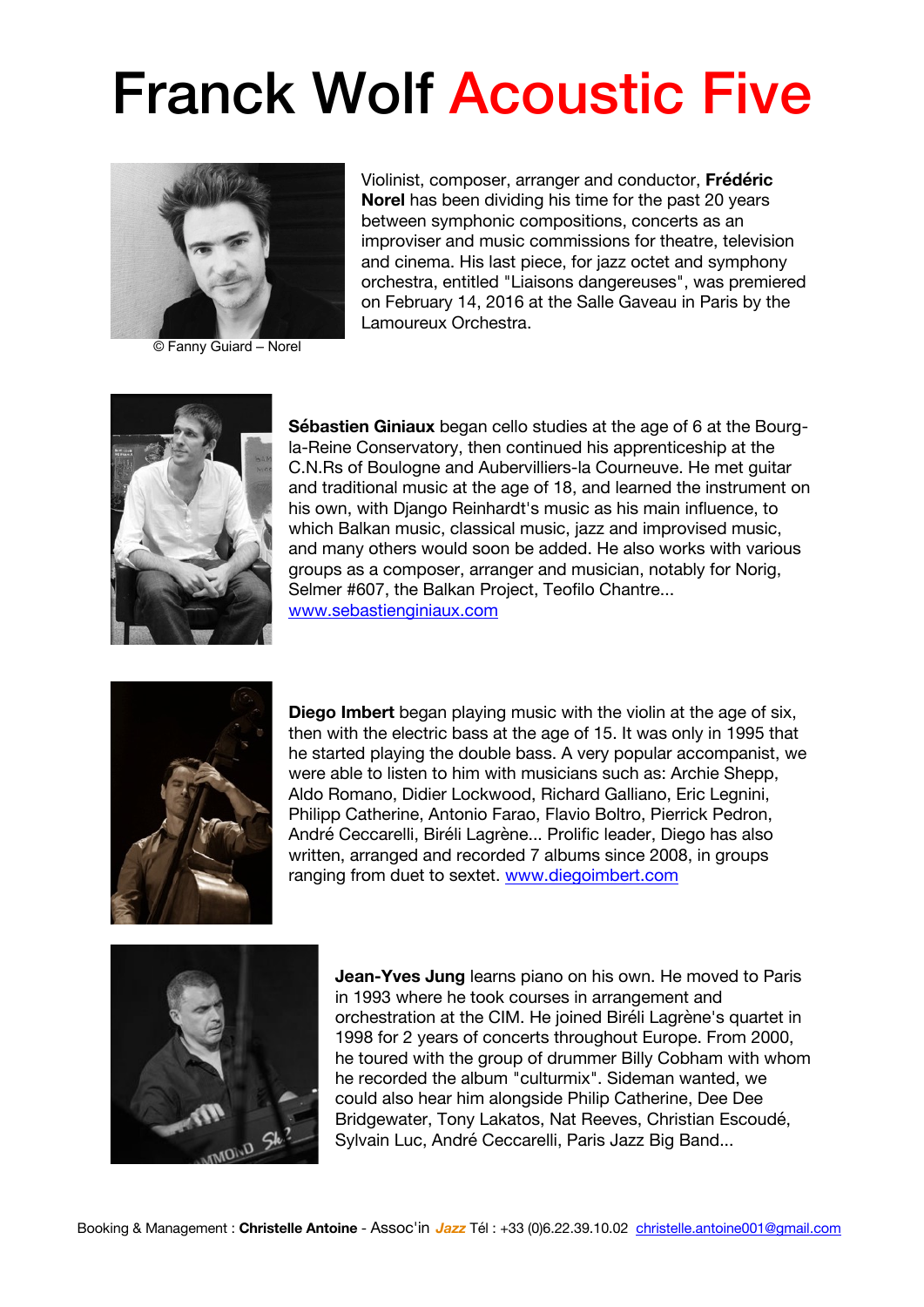# Franck Wolf Acoustic Five

© Fanny Guiard – Norel

Violinist, composer, arranger and conductor, **Frédéric Norel** has been dividing his time for the past 20 years between symphonic compositions, concerts as an improviser and music commissions for theatre, television and cinema. His last piece, for jazz octet and symphony orchestra, entitled "Liaisons dangereuses", was premiered on February 14, 2016 at the Salle Gaveau in Paris by the Lamoureux Orchestra.

**Sébastien Giniaux** began cello studies at the age of 6 at the Bourg-la-Reine Conservatory, then continued his apprenticeship at the C.N.Rs of Boulogne and Aubervilliers-la Courneuve. He met guitar and traditional music at the age of 18, and learned the instrument on his own, with Django Reinhardt's music as his main influence, to which Balkan music, classical music, jazz and improvised music, and many others would soon be added. He also works with various groups as a composer, arranger and musician, notably for Norig, Selmer #607, the Balkan Project, Teofilo Chantre... [www.sebastienginiaux.com](http://www.sebastienginiaux.com)

**Diego Imbert** began playing music with the violin at the age of six, then with the electric bass at the age of 15. It was only in 1995 that he started playing the double bass. A very popular accompanist, we were able to listen to him with musicians such as: Archie Shepp, Aldo Romano, Didier Lockwood, Richard Galliano, Eric Legnini, Philipp Catherine, Antonio Farao, Flavio Boltro, Pierrick Pedron, André Ceccarelli, Biréli Lagrène... Prolific leader, Diego has also written, arranged and recorded 7 albums since 2008, in groups ranging from duet to sextet. [www.diegoimbert.com](http://www.diegoimbert.com)

**Jean-Yves Jung** learns piano on his own. He moved to Paris in 1993 where he took courses in arrangement and orchestration at the CIM. He joined Biréli Lagrène's quartet in 1998 for 2 years of concerts throughout Europe. From 2000, he toured with the group of drummer Billy Cobham with whom he recorded the album "culturmix". Sideman wanted, we could also hear him alongside Philip Catherine, Dee Dee Bridgewater, Tony Lakatos, Nat Reeves, Christian Escoudé, Sylvain Luc, André Ceccarelli, Paris Jazz Big Band...

Booking & Management : **Christelle Antoine** - Assoc'in *Jazz* Tél : +33 (0)6.22.39.10.02 [christelle.antoine001@gmail.com](mailto:christelle.antoine001@gmail.com)